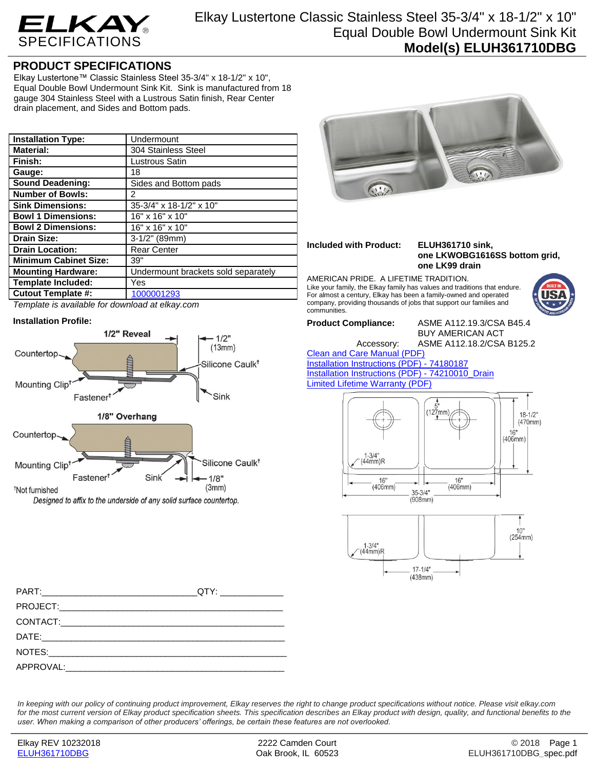# ELKAY SPECIFICATIONS

# Elkay Lustertone Classic Stainless Steel 35-3/4" x 18-1/2" x 10" Equal Double Bowl Undermount Sink Kit

## Model(s) ELUH361710DBG

## PRODUCT SPECIFICATIONS

Elkay Lustertone™ Classic Stainless Steel 35-3/4" x 18-1/2" x 10", Equal Double Bowl Undermount Sink Kit. Sink is manufactured from 18 gauge 304 Stainless Steel with a Lustrous Satin finish, Rear Center drain placement, and Sides and Bottom pads.

| | |
|---|---|
| **Installation Type:** | Undermount |
| **Material:** | 304 Stainless Steel |
| **Finish:** | Lustrous Satin |
| **Gauge:** | 18 |
| **Sound Deadening:** | Sides and Bottom pads |
| **Number of Bowls:** | 2 |
| **Sink Dimensions:** | 35-3/4" x 18-1/2" x 10" |
| **Bowl 1 Dimensions:** | 16" x 16" x 10" |
| **Bowl 2 Dimensions:** | 16" x 16" x 10" |
| **Drain Size:** | 3-1/2" (89mm) |
| **Drain Location:** | Rear Center |
| **Minimum Cabinet Size:** | 39" |
| **Mounting Hardware:** | Undermount brackets sold separately |
| **Template Included:** | Yes |
| **Cutout Template #:** | 1000001293 |

*Template is available for download at elkay.com*

**Installation Profile:**

1/2" Reveal — Countertop, Mounting Clip†, Fastener†, Silicone Caulk†, Sink, 1/2" (13mm)

1/8" Overhang — Countertop, Mounting Clip†, Fastener†, Sink, Silicone Caulk†, 1/8" (3mm)

†Not furnished

*Designed to affix to the underside of any solid surface countertop.*

**Included with Product:** **ELUH361710 sink, one LKWOBG1616SS bottom grid, one LK99 drain**

AMERICAN PRIDE. A LIFETIME TRADITION.
Like your family, the Elkay family has values and traditions that endure. For almost a century, Elkay has been a family-owned and operated company, providing thousands of jobs that support our families and communities.

**Product Compliance:** ASME A112.19.3/CSA B45.4
BUY AMERICAN ACT
Accessory: ASME A112.18.2/CSA B125.2

Clean and Care Manual (PDF)
Installation Instructions (PDF) - 74180187
Installation Instructions (PDF) - 74210010_Drain
Limited Lifetime Warranty (PDF)

Dimensions: 5" (127mm); 18-1/2" (470mm); 16" (406mm); 1-3/4" (44mm)R; 16" (406mm); 16" (406mm); 35-3/4" (908mm); 10" (254mm); 1-3/4" (44mm)R; 17-1/4" (438mm)

PART:______________________________QTY: ____________
PROJECT:__________________________________________
CONTACT:__________________________________________
DATE:_____________________________________________
NOTES:____________________________________________
APPROVAL:_________________________________________

*In keeping with our policy of continuing product improvement, Elkay reserves the right to change product specifications without notice. Please visit elkay.com for the most current version of Elkay product specification sheets. This specification describes an Elkay product with design, quality, and functional benefits to the user. When making a comparison of other producers' offerings, be certain these features are not overlooked.*

Elkay REV 10232018 | 2222 Camden Court, Oak Brook, IL 60523 | © 2018
ELUH361710DBG | ELUH361710DBG_spec.pdf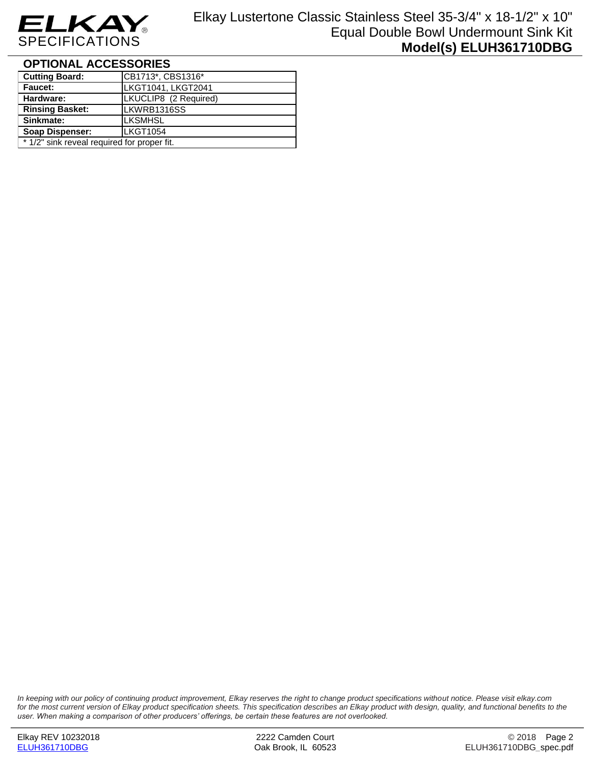## OPTIONAL ACCESSORIES

| | |
|---|---|
| **Cutting Board:** | CB1713*, CBS1316* |
| **Faucet:** | LKGT1041, LKGT2041 |
| **Hardware:** | LKUCLIP8 (2 Required) |
| **Rinsing Basket:** | LKWRB1316SS |
| **Sinkmate:** | LKSMHSL |
| **Soap Dispenser:** | LKGT1054 |
| * 1/2" sink reveal required for proper fit. | |

*In keeping with our policy of continuing product improvement, Elkay reserves the right to change product specifications without notice. Please visit elkay.com for the most current version of Elkay product specification sheets. This specification describes an Elkay product with design, quality, and functional benefits to the user. When making a comparison of other producers' offerings, be certain these features are not overlooked.*

Elkay REV 10232018
ELUH361710DBG

2222 Camden Court
Oak Brook, IL 60523

© 2018
ELUH361710DBG_spec.pdf